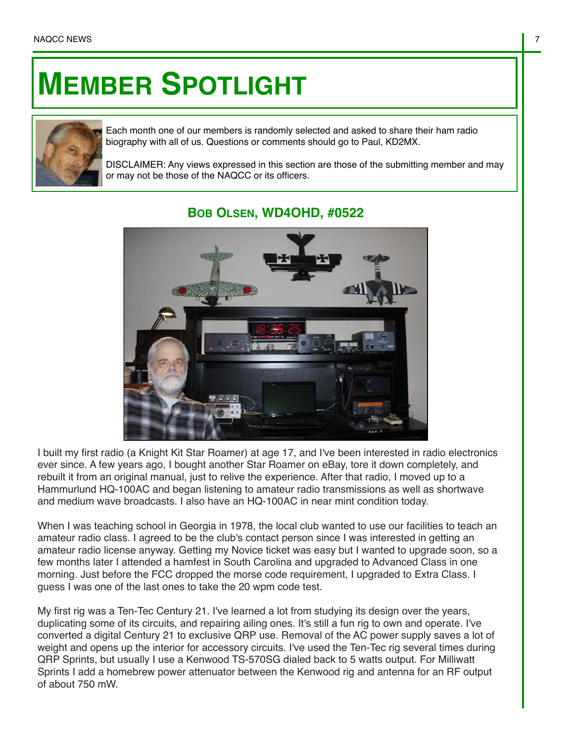# MEMBER SPOTLIGHT

Each month one of our members is randomly selected and asked to share their ham radio biography with all of us. Questions or comments should go to Paul, KD2MX.

DISCLAIMER: Any views expressed in this section are those of the submitting member and may or may not be those of the NAQCC or its officers.

## BOB OLSEN, WD4OHD, #0522

I built my first radio (a Knight Kit Star Roamer) at age 17, and I've been interested in radio electronics ever since. A few years ago, I bought another Star Roamer on eBay, tore it down completely, and rebuilt it from an original manual, just to relive the experience. After that radio, I moved up to a Hammurlund HQ-100AC and began listening to amateur radio transmissions as well as shortwave and medium wave broadcasts. I also have an HQ-100AC in near mint condition today.

When I was teaching school in Georgia in 1978, the local club wanted to use our facilities to teach an amateur radio class. I agreed to be the club's contact person since I was interested in getting an amateur radio license anyway. Getting my Novice ticket was easy but I wanted to upgrade soon, so a few months later I attended a hamfest in South Carolina and upgraded to Advanced Class in one morning. Just before the FCC dropped the morse code requirement, I upgraded to Extra Class. I guess I was one of the last ones to take the 20 wpm code test.

My first rig was a Ten-Tec Century 21. I've learned a lot from studying its design over the years, duplicating some of its circuits, and repairing ailing ones. It's still a fun rig to own and operate. I've converted a digital Century 21 to exclusive QRP use. Removal of the AC power supply saves a lot of weight and opens up the interior for accessory circuits. I've used the Ten-Tec rig several times during QRP Sprints, but usually I use a Kenwood TS-570SG dialed back to 5 watts output. For Milliwatt Sprints I add a homebrew power attenuator between the Kenwood rig and antenna for an RF output of about 750 mW.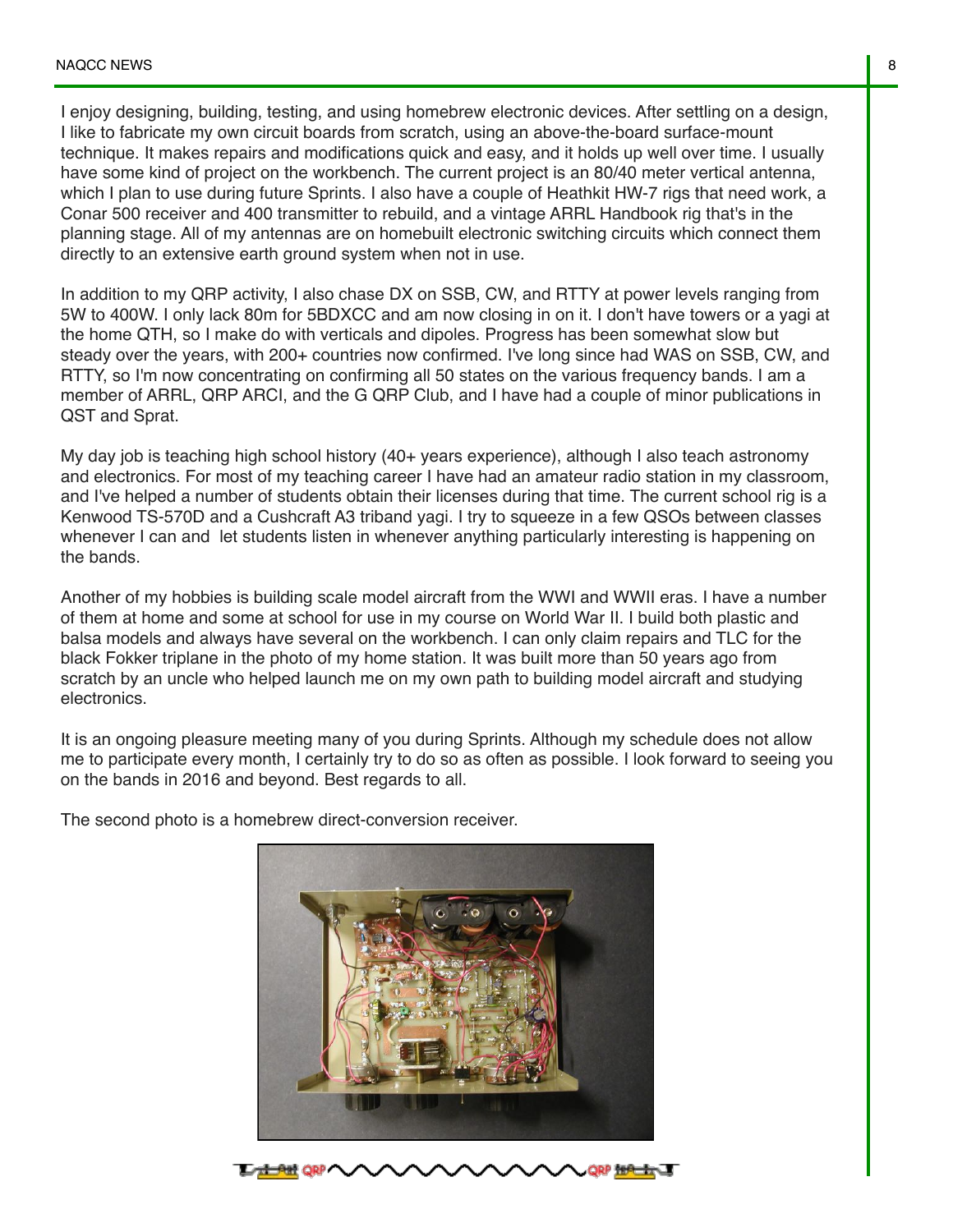I enjoy designing, building, testing, and using homebrew electronic devices. After settling on a design, I like to fabricate my own circuit boards from scratch, using an above-the-board surface-mount technique. It makes repairs and modifications quick and easy, and it holds up well over time. I usually have some kind of project on the workbench. The current project is an 80/40 meter vertical antenna, which I plan to use during future Sprints. I also have a couple of Heathkit HW-7 rigs that need work, a Conar 500 receiver and 400 transmitter to rebuild, and a vintage ARRL Handbook rig that's in the planning stage. All of my antennas are on homebuilt electronic switching circuits which connect them directly to an extensive earth ground system when not in use.

In addition to my QRP activity, I also chase DX on SSB, CW, and RTTY at power levels ranging from 5W to 400W. I only lack 80m for 5BDXCC and am now closing in on it. I don't have towers or a yagi at the home QTH, so I make do with verticals and dipoles. Progress has been somewhat slow but steady over the years, with 200+ countries now confirmed. I've long since had WAS on SSB, CW, and RTTY, so I'm now concentrating on confirming all 50 states on the various frequency bands. I am a member of ARRL, QRP ARCI, and the G QRP Club, and I have had a couple of minor publications in QST and Sprat.

My day job is teaching high school history (40+ years experience), although I also teach astronomy and electronics. For most of my teaching career I have had an amateur radio station in my classroom, and I've helped a number of students obtain their licenses during that time. The current school rig is a Kenwood TS-570D and a Cushcraft A3 triband yagi. I try to squeeze in a few QSOs between classes whenever I can and let students listen in whenever anything particularly interesting is happening on the bands.

Another of my hobbies is building scale model aircraft from the WWI and WWII eras. I have a number of them at home and some at school for use in my course on World War II. I build both plastic and balsa models and always have several on the workbench. I can only claim repairs and TLC for the black Fokker triplane in the photo of my home station. It was built more than 50 years ago from scratch by an uncle who helped launch me on my own path to building model aircraft and studying electronics.

It is an ongoing pleasure meeting many of you during Sprints. Although my schedule does not allow me to participate every month, I certainly try to do so as often as possible. I look forward to seeing you on the bands in 2016 and beyond. Best regards to all.

The second photo is a homebrew direct-conversion receiver.